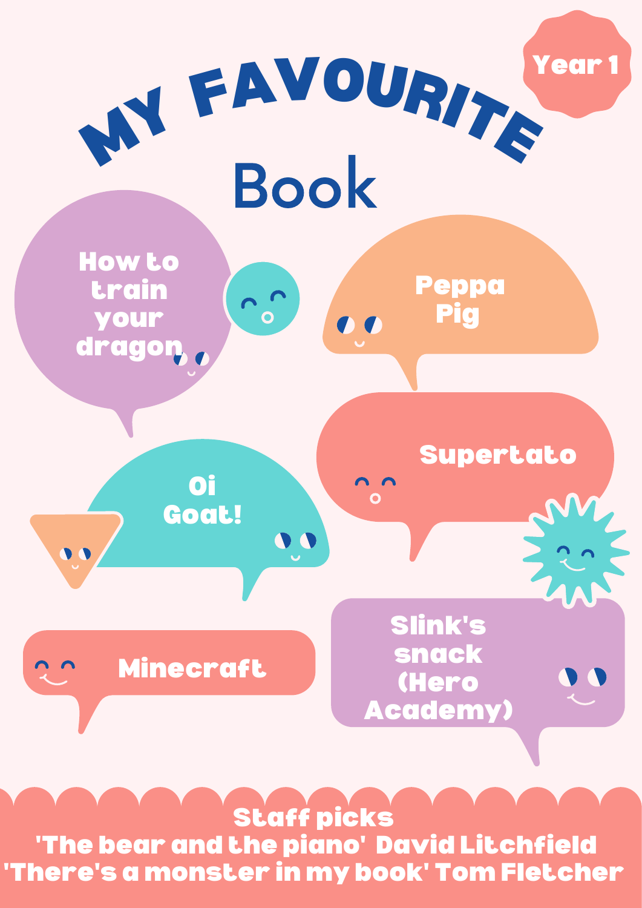Year 1

# MY FAVOURITE Book

- How to train your dragon
- Peppa Pig
- Supertato
- Oi Goat!
- Minecraft
- Slink's snack (Hero Academy)

**Staff picks**

'The bear and the piano' David Litchfield

'There's a monster in my book' Tom Fletcher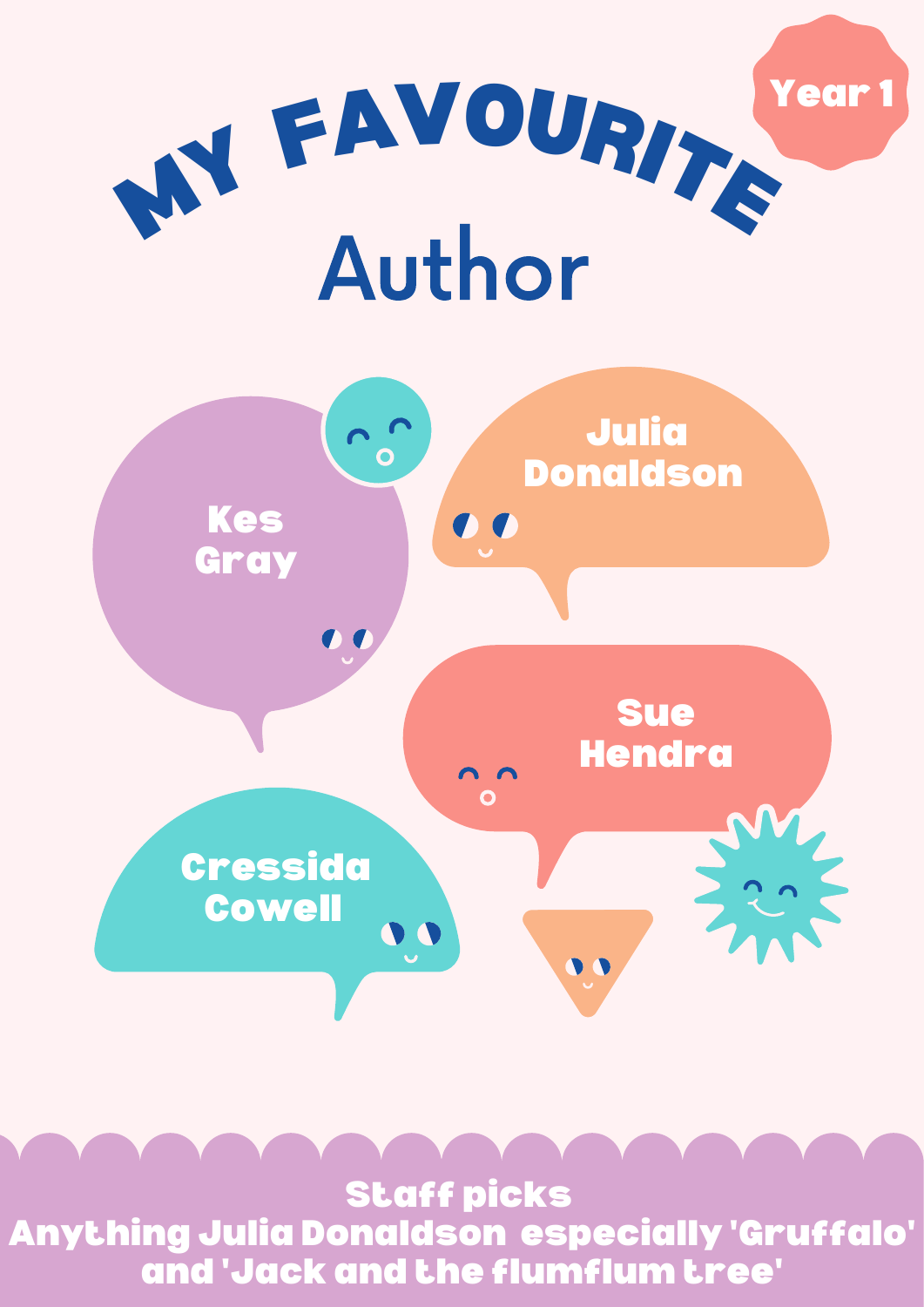Year 1

# MY FAVOURITE Author

- Kes Gray
- Julia Donaldson
- Sue Hendra
- Cressida Cowell

**Staff picks**

**Anything Julia Donaldson especially 'Gruffalo' and 'Jack and the flumflum tree'**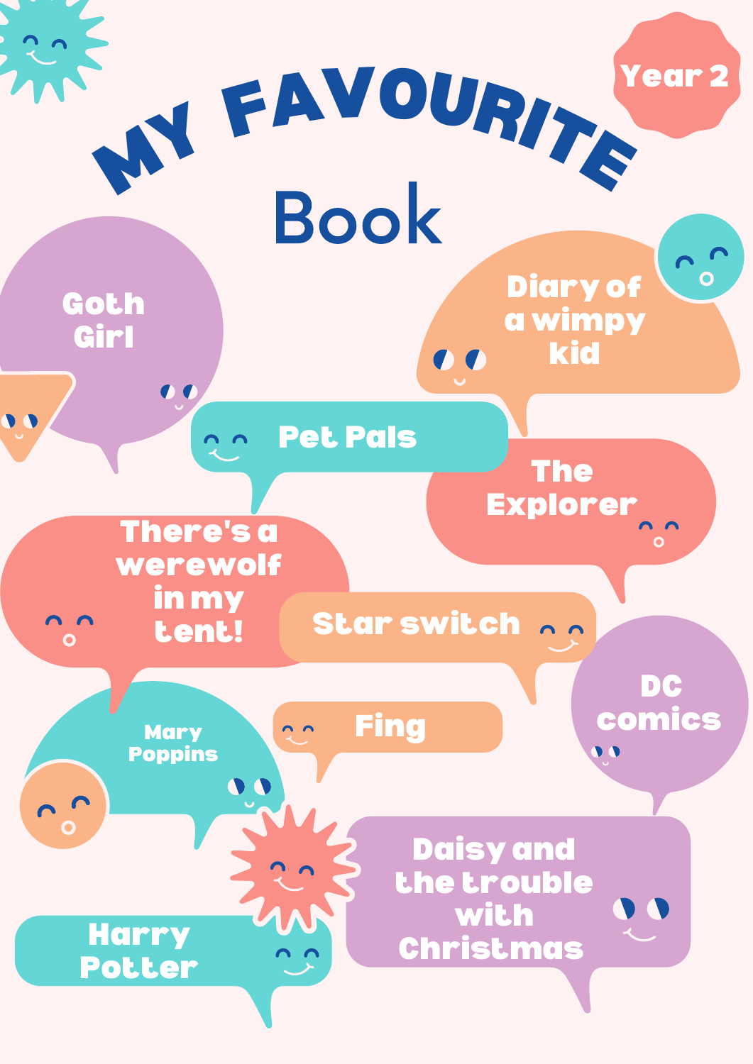Year 2

# MY FAVOURITE Book

- Goth Girl
- Diary of a wimpy kid
- Pet Pals
- The Explorer
- There's a werewolf in my tent!
- Star switch
- DC comics
- Mary Poppins
- Fing
- Daisy and the trouble with Christmas
- Harry Potter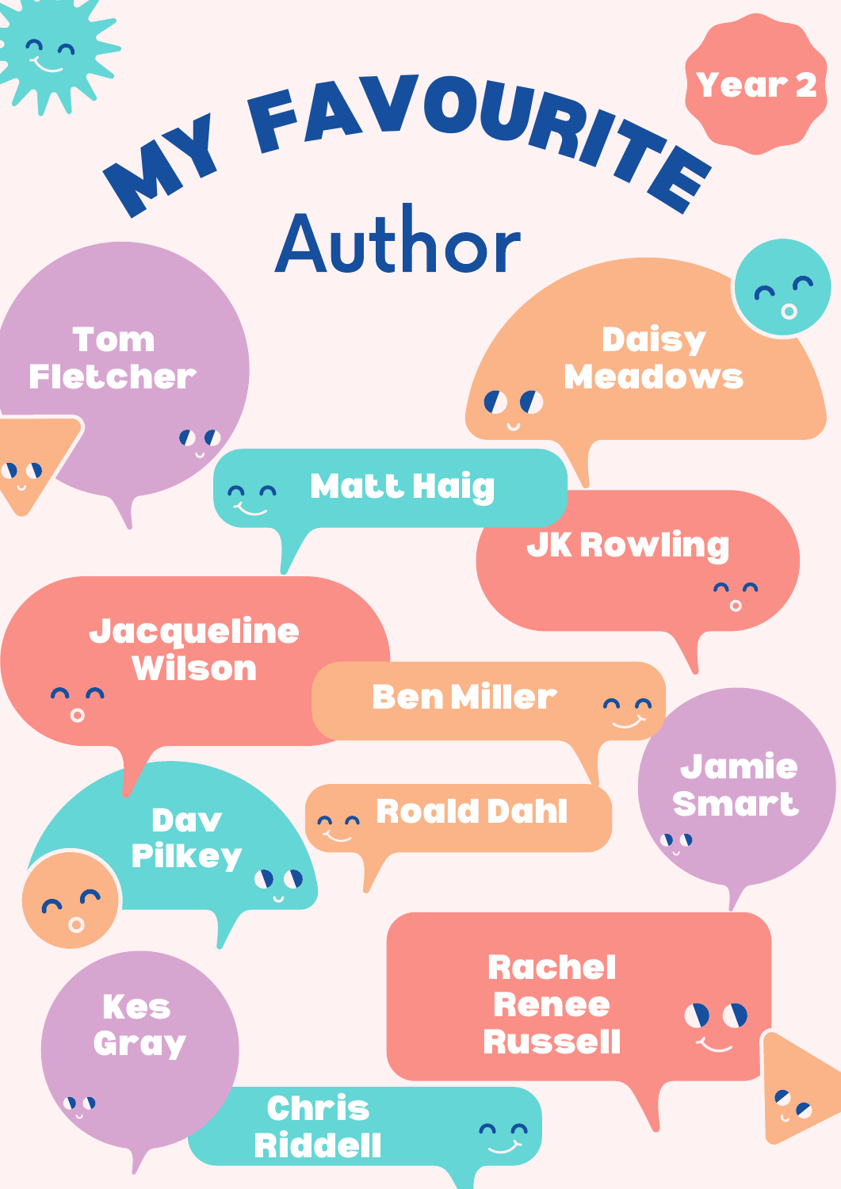Year 2

# MY FAVOURITE Author

- Tom Fletcher
- Daisy Meadows
- Matt Haig
- JK Rowling
- Jacqueline Wilson
- Ben Miller
- Jamie Smart
- Dav Pilkey
- Roald Dahl
- Rachel Renee Russell
- Kes Gray
- Chris Riddell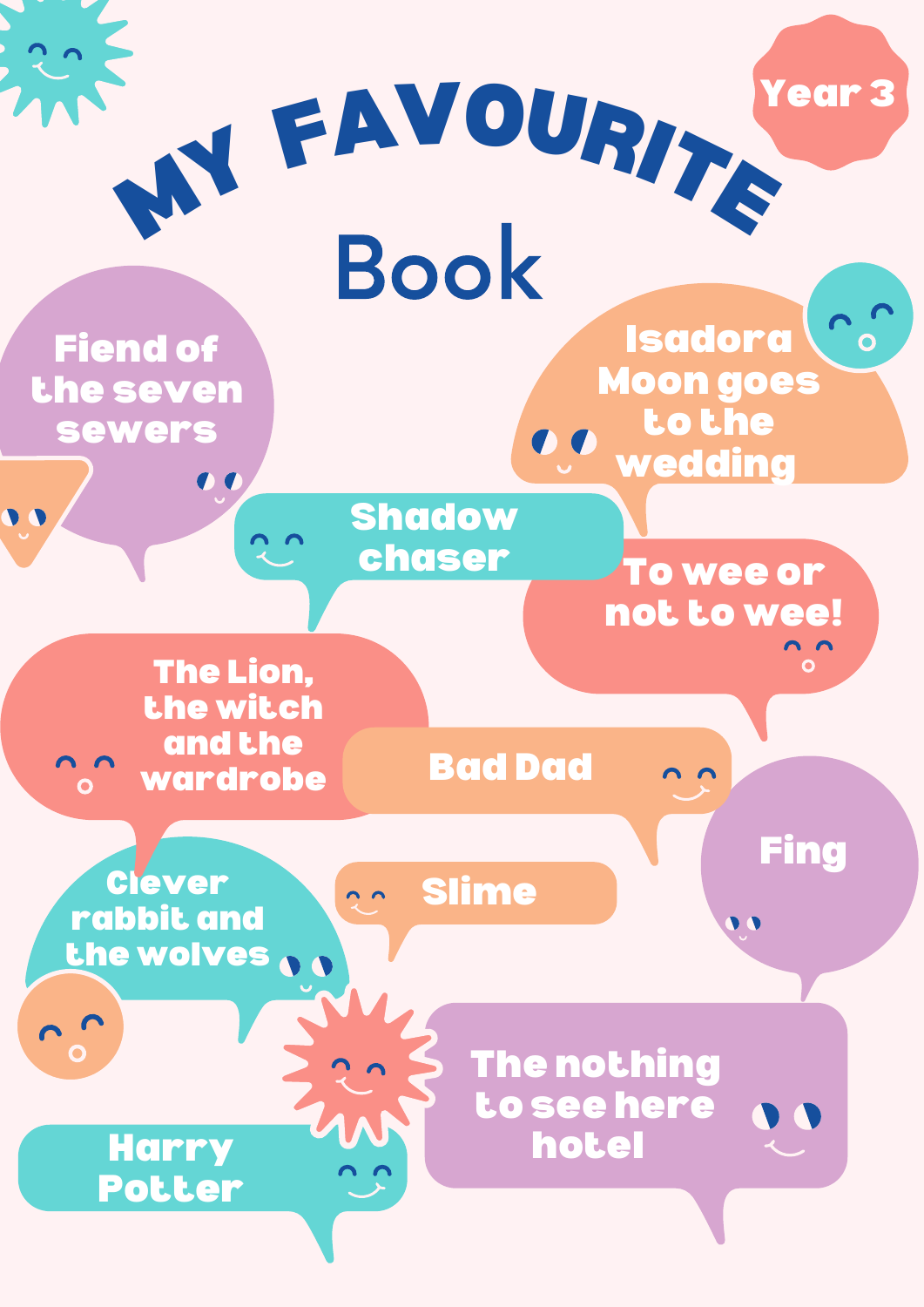Year 3

# MY FAVOURITE Book

- Fiend of the seven sewers
- Isadora Moon goes to the wedding
- Shadow chaser
- To wee or not to wee!
- The Lion, the witch and the wardrobe
- Bad Dad
- Fing
- Clever rabbit and the wolves
- Slime
- The nothing to see here hotel
- Harry Potter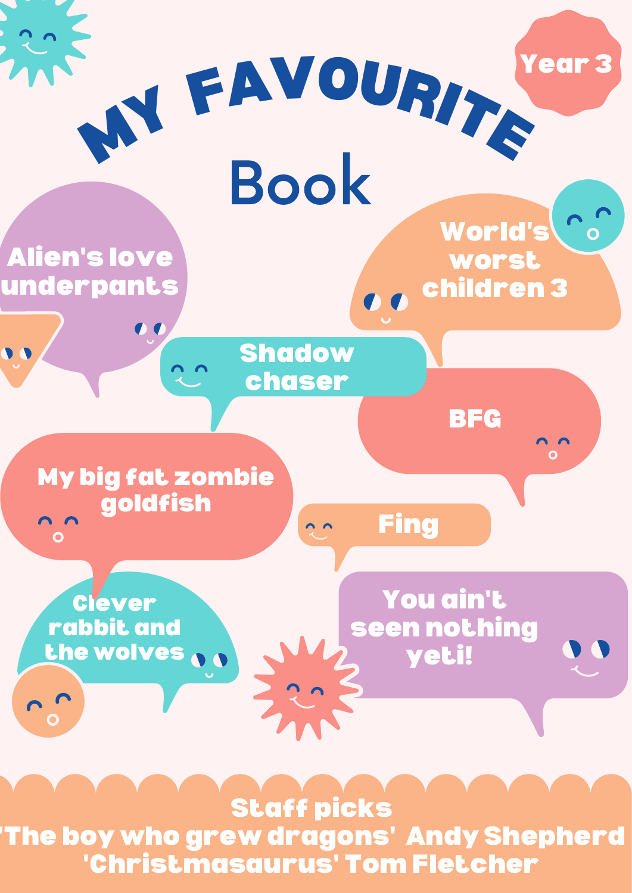Year 3

# MY FAVOURITE Book

- Alien's love underpants
- World's worst children 3
- Shadow chaser
- BFG
- My big fat zombie goldfish
- Fing
- Clever rabbit and the wolves
- You ain't seen nothing yeti!

**Staff picks**

'The boy who grew dragons' Andy Shepherd
'Christmasaurus' Tom Fletcher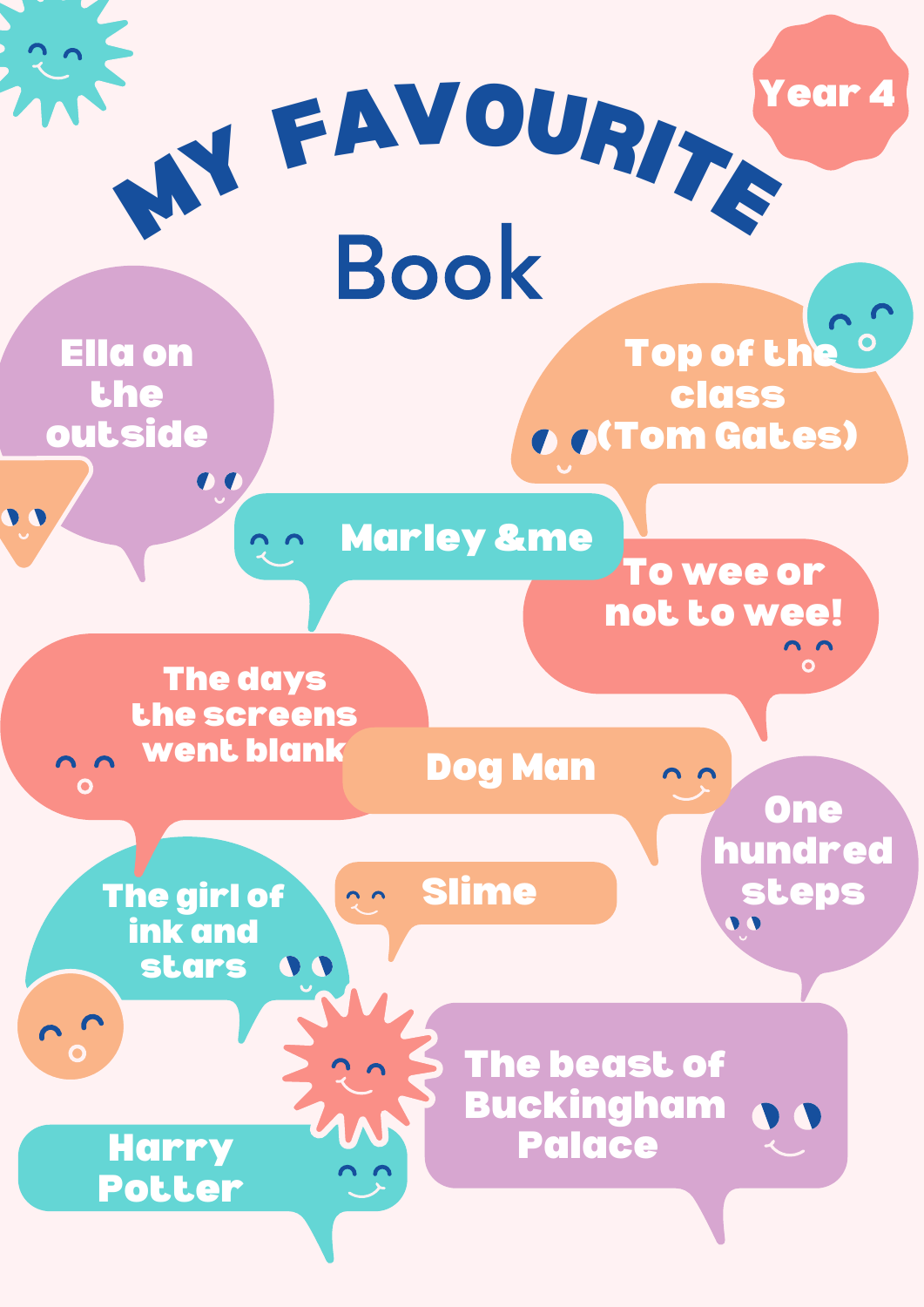Year 4

# MY FAVOURITE Book

- Ella on the outside
- Top of the class (Tom Gates)
- Marley &me
- To wee or not to wee!
- The days the screens went blank
- Dog Man
- One hundred steps
- The girl of ink and stars
- Slime
- The beast of Buckingham Palace
- Harry Potter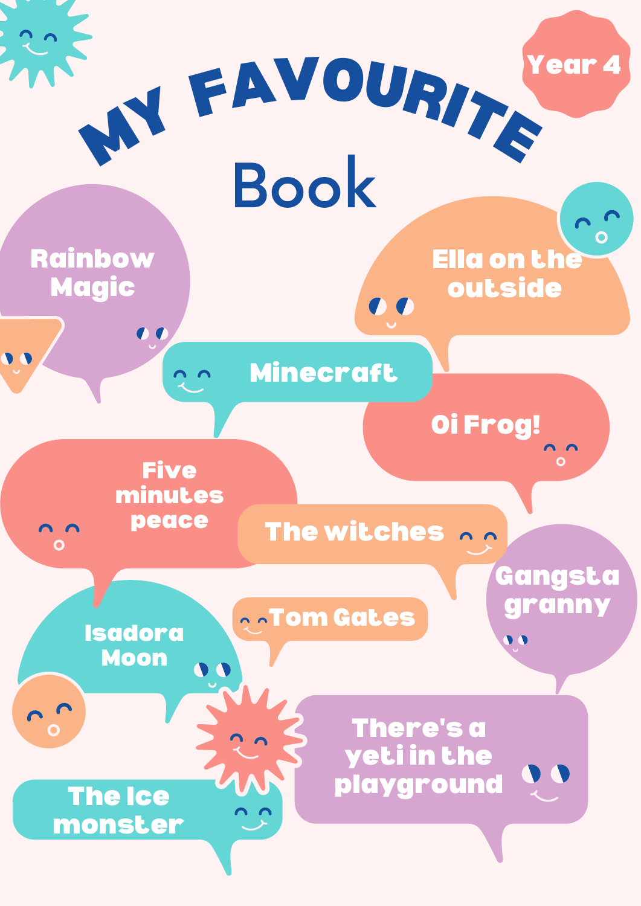Year 4

# MY FAVOURITE Book

- Rainbow Magic
- Ella on the outside
- Minecraft
- Oi Frog!
- Five minutes peace
- The witches
- Gangsta granny
- Isadora Moon
- Tom Gates
- There's a yeti in the playground
- The Ice monster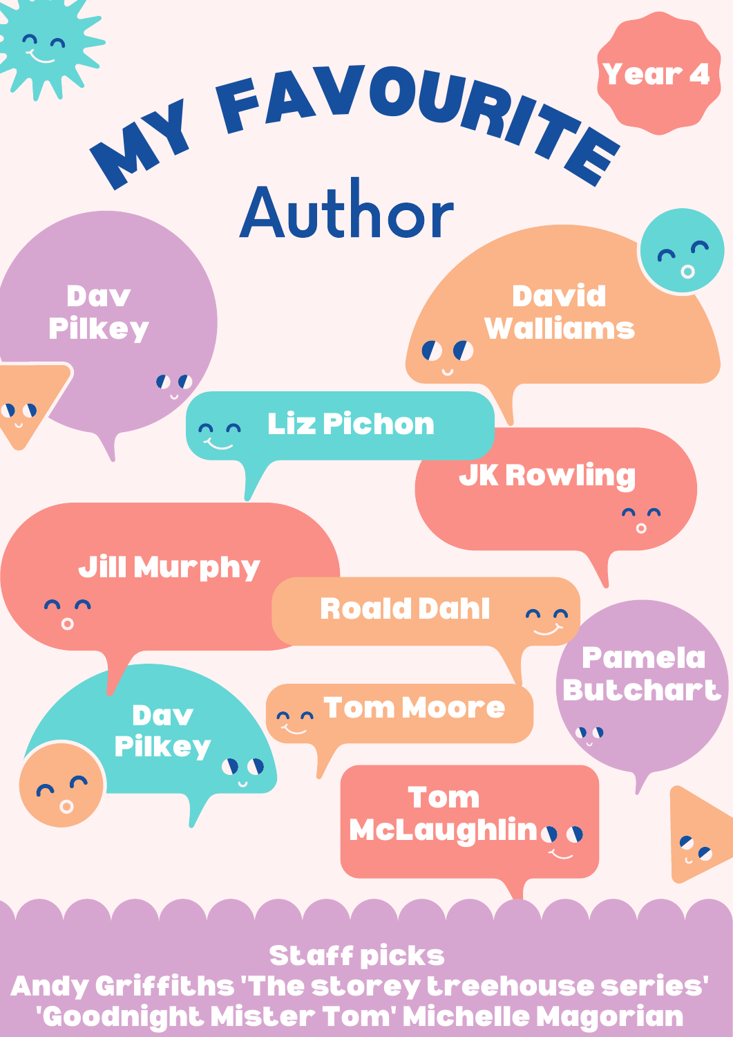Year 4

# MY FAVOURITE Author

- Dav Pilkey
- David Walliams
- Liz Pichon
- JK Rowling
- Jill Murphy
- Roald Dahl
- Pamela Butchart
- Dav Pilkey
- Tom Moore
- Tom McLaughlin

**Staff picks**

**Andy Griffiths 'The storey treehouse series'**

**'Goodnight Mister Tom' Michelle Magorian**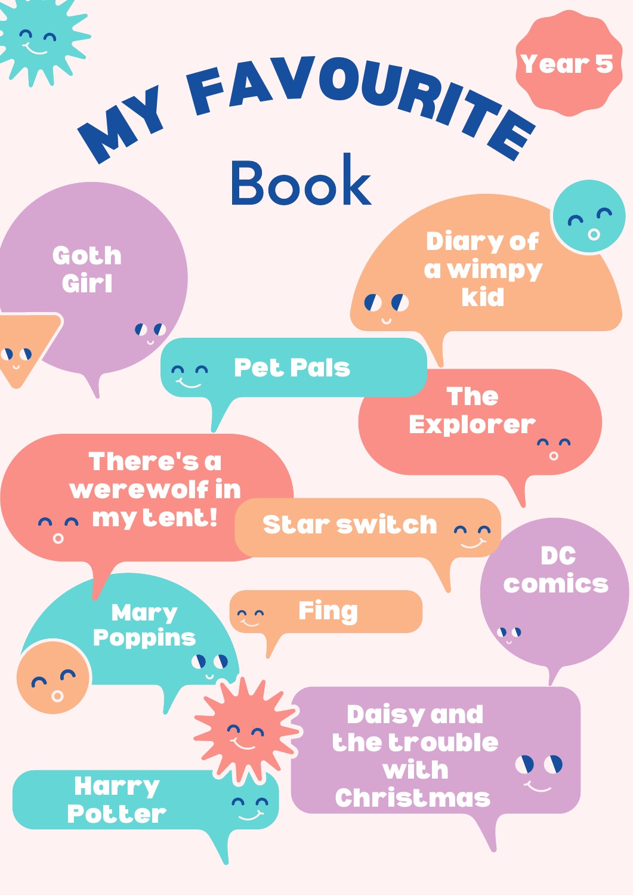Year 5

# MY FAVOURITE Book

- Goth Girl
- Diary of a wimpy kid
- Pet Pals
- The Explorer
- There's a werewolf in my tent!
- Star switch
- DC comics
- Mary Poppins
- Fing
- Daisy and the trouble with Christmas
- Harry Potter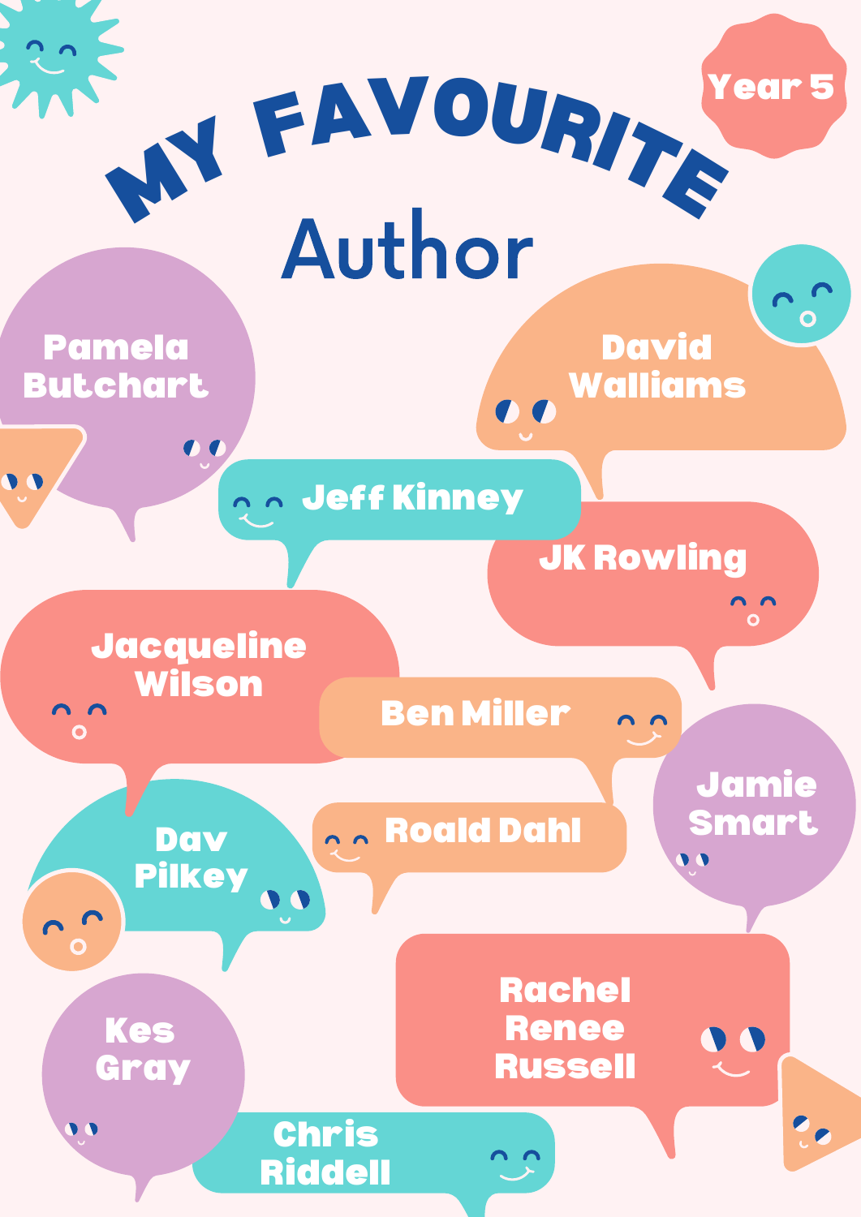Year 5

# MY FAVOURITE Author

- Pamela Butchart
- David Walliams
- Jeff Kinney
- JK Rowling
- Jacqueline Wilson
- Ben Miller
- Jamie Smart
- Dav Pilkey
- Roald Dahl
- Rachel Renee Russell
- Kes Gray
- Chris Riddell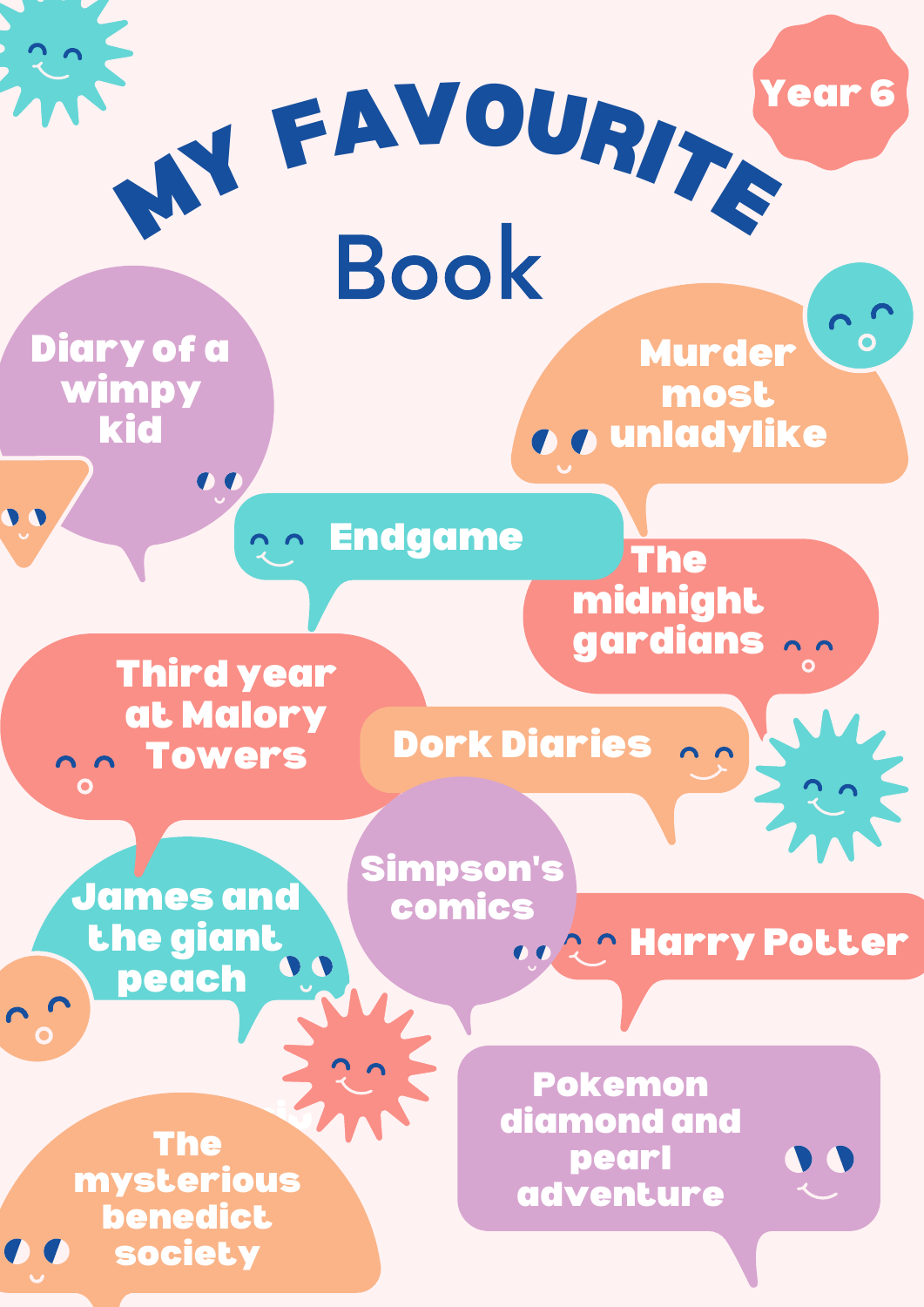Year 6

# MY FAVOURITE Book

- Diary of a wimpy kid
- Murder most unladylike
- Endgame
- The midnight gardians
- Third year at Malory Towers
- Dork Diaries
- James and the giant peach
- Simpson's comics
- Harry Potter
- The mysterious benedict society
- Pokemon diamond and pearl adventure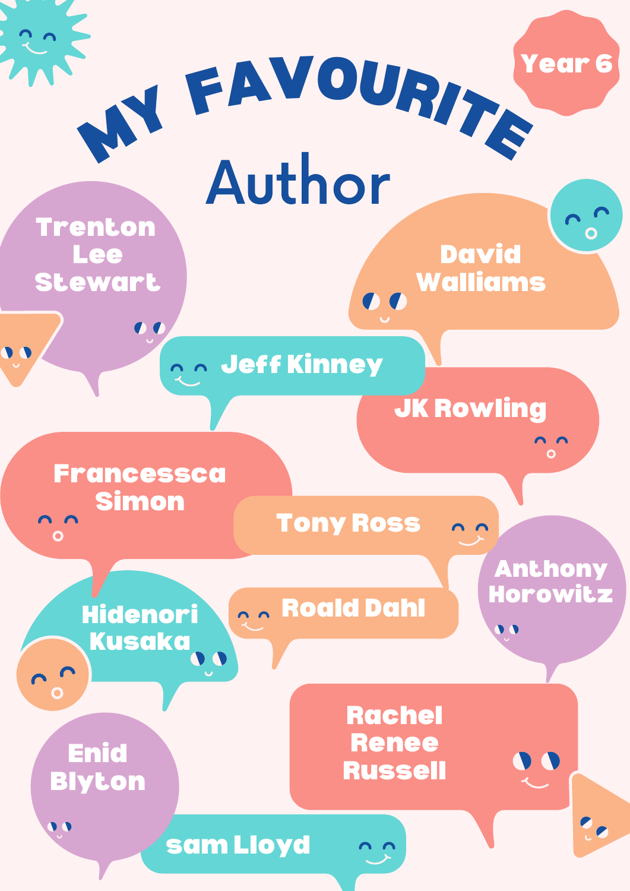Year 6

# MY FAVOURITE Author

Trenton Lee Stewart

David Walliams

Jeff Kinney

JK Rowling

Francesscа Simon

Tony Ross

Anthony Horowitz

Hidenori Kusaka

Roald Dahl

Rachel Renee Russell

Enid Blyton

sam Lloyd